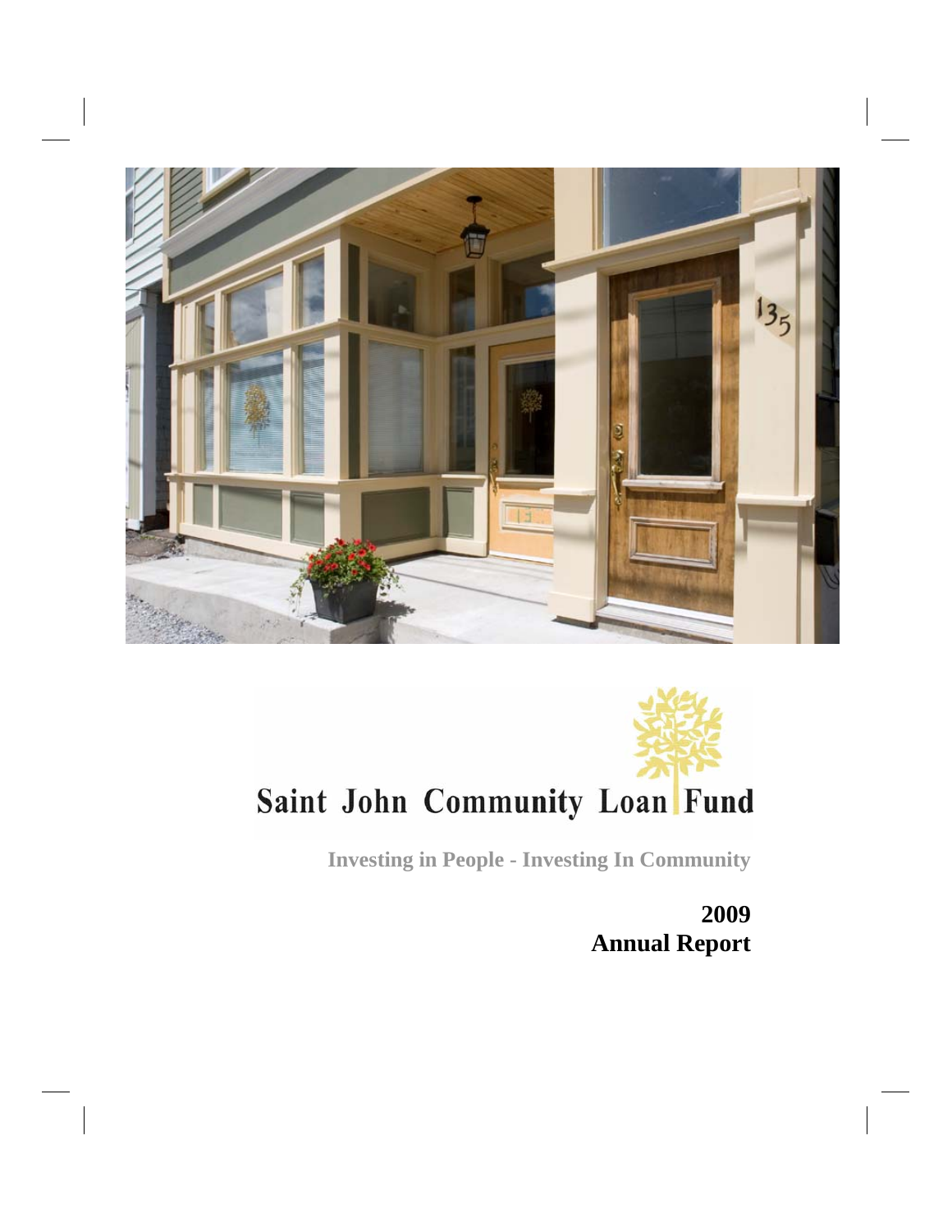# Saint John Community Loan Fund

**Investing in People - Investing In Community**

**2009**
**Annual Report**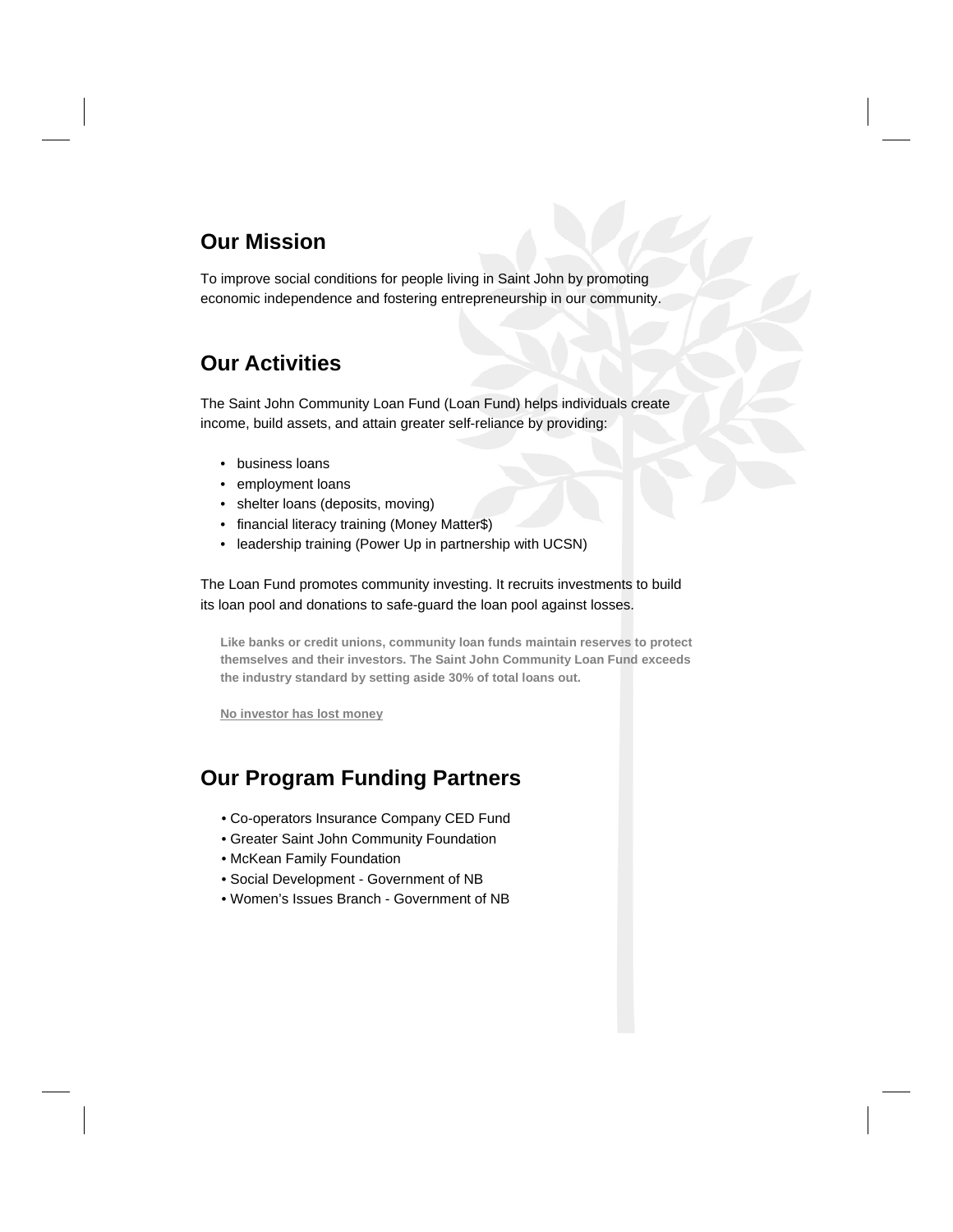## Our Mission

To improve social conditions for people living in Saint John by promoting economic independence and fostering entrepreneurship in our community.

## Our Activities

The Saint John Community Loan Fund (Loan Fund) helps individuals create income, build assets, and attain greater self-reliance by providing:

- business loans
- employment loans
- shelter loans (deposits, moving)
- financial literacy training (Money Matter$)
- leadership training (Power Up in partnership with UCSN)

The Loan Fund promotes community investing. It recruits investments to build its loan pool and donations to safe-guard the loan pool against losses.

**Like banks or credit unions, community loan funds maintain reserves to protect themselves and their investors. The Saint John Community Loan Fund exceeds the industry standard by setting aside 30% of total loans out.**

**No investor has lost money**

## Our Program Funding Partners

- Co-operators Insurance Company CED Fund
- Greater Saint John Community Foundation
- McKean Family Foundation
- Social Development - Government of NB
- Women's Issues Branch - Government of NB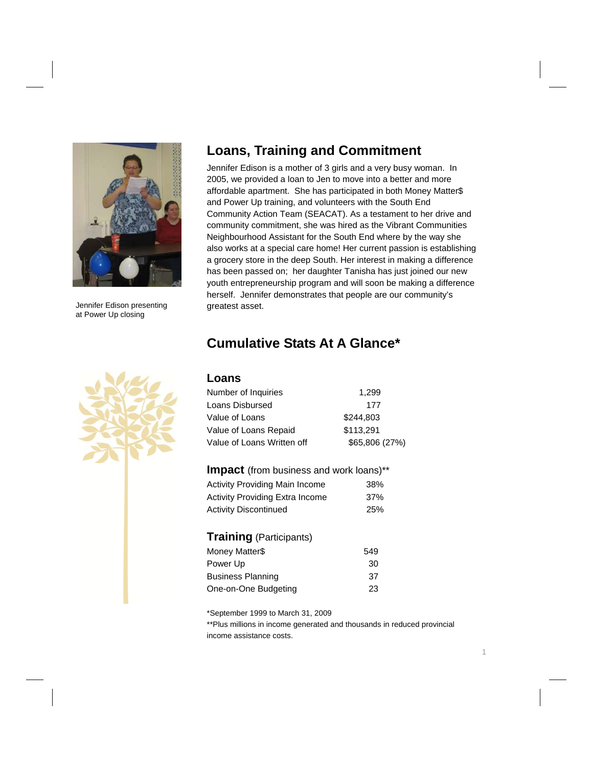Jennifer Edison presenting at Power Up closing

## Loans, Training and Commitment

Jennifer Edison is a mother of 3 girls and a very busy woman. In 2005, we provided a loan to Jen to move into a better and more affordable apartment. She has participated in both Money Matter$ and Power Up training, and volunteers with the South End Community Action Team (SEACAT). As a testament to her drive and community commitment, she was hired as the Vibrant Communities Neighbourhood Assistant for the South End where by the way she also works at a special care home! Her current passion is establishing a grocery store in the deep South. Her interest in making a difference has been passed on; her daughter Tanisha has just joined our new youth entrepreneurship program and will soon be making a difference herself. Jennifer demonstrates that people are our community's greatest asset.

## Cumulative Stats At A Glance*

### Loans

| | |
|---|---|
| Number of Inquiries | 1,299 |
| Loans Disbursed | 177 |
| Value of Loans | $244,803 |
| Value of Loans Repaid | $113,291 |
| Value of Loans Written off | $65,806 (27%) |

### Impact (from business and work loans)**

| | |
|---|---|
| Activity Providing Main Income | 38% |
| Activity Providing Extra Income | 37% |
| Activity Discontinued | 25% |

### Training (Participants)

| | |
|---|---|
| Money Matter$ | 549 |
| Power Up | 30 |
| Business Planning | 37 |
| One-on-One Budgeting | 23 |

*September 1999 to March 31, 2009

**Plus millions in income generated and thousands in reduced provincial income assistance costs.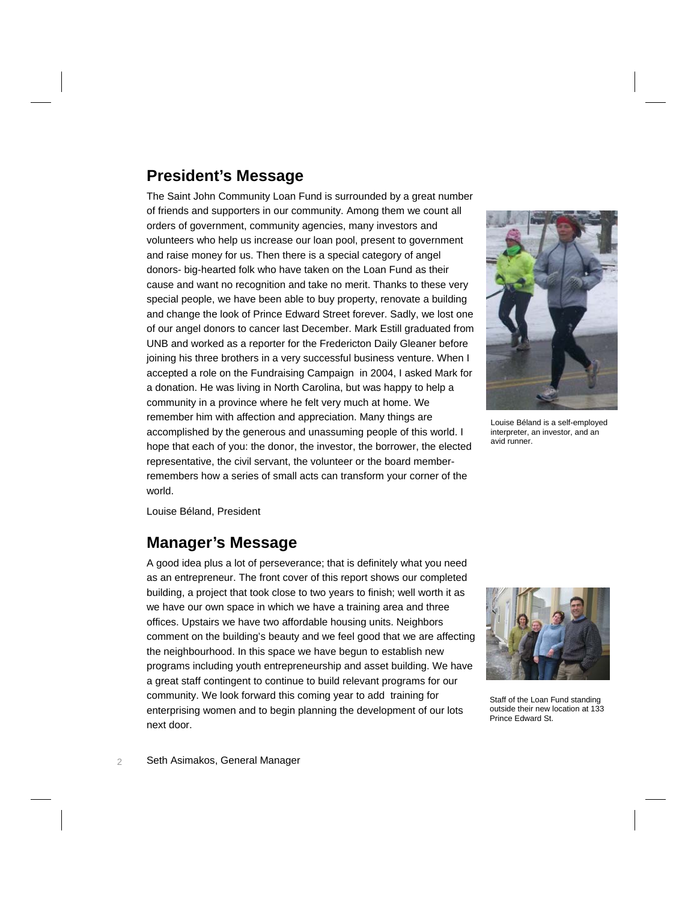## President's Message

The Saint John Community Loan Fund is surrounded by a great number of friends and supporters in our community. Among them we count all orders of government, community agencies, many investors and volunteers who help us increase our loan pool, present to government and raise money for us. Then there is a special category of angel donors- big-hearted folk who have taken on the Loan Fund as their cause and want no recognition and take no merit. Thanks to these very special people, we have been able to buy property, renovate a building and change the look of Prince Edward Street forever. Sadly, we lost one of our angel donors to cancer last December. Mark Estill graduated from UNB and worked as a reporter for the Fredericton Daily Gleaner before joining his three brothers in a very successful business venture. When I accepted a role on the Fundraising Campaign in 2004, I asked Mark for a donation. He was living in North Carolina, but was happy to help a community in a province where he felt very much at home. We remember him with affection and appreciation. Many things are accomplished by the generous and unassuming people of this world. I hope that each of you: the donor, the investor, the borrower, the elected representative, the civil servant, the volunteer or the board member- remembers how a series of small acts can transform your corner of the world.

Louise Béland, President

Louise Béland is a self-employed interpreter, an investor, and an avid runner.

## Manager's Message

A good idea plus a lot of perseverance; that is definitely what you need as an entrepreneur. The front cover of this report shows our completed building, a project that took close to two years to finish; well worth it as we have our own space in which we have a training area and three offices. Upstairs we have two affordable housing units. Neighbors comment on the building's beauty and we feel good that we are affecting the neighbourhood. In this space we have begun to establish new programs including youth entrepreneurship and asset building. We have a great staff contingent to continue to build relevant programs for our community. We look forward this coming year to add training for enterprising women and to begin planning the development of our lots next door.

Seth Asimakos, General Manager

Staff of the Loan Fund standing outside their new location at 133 Prince Edward St.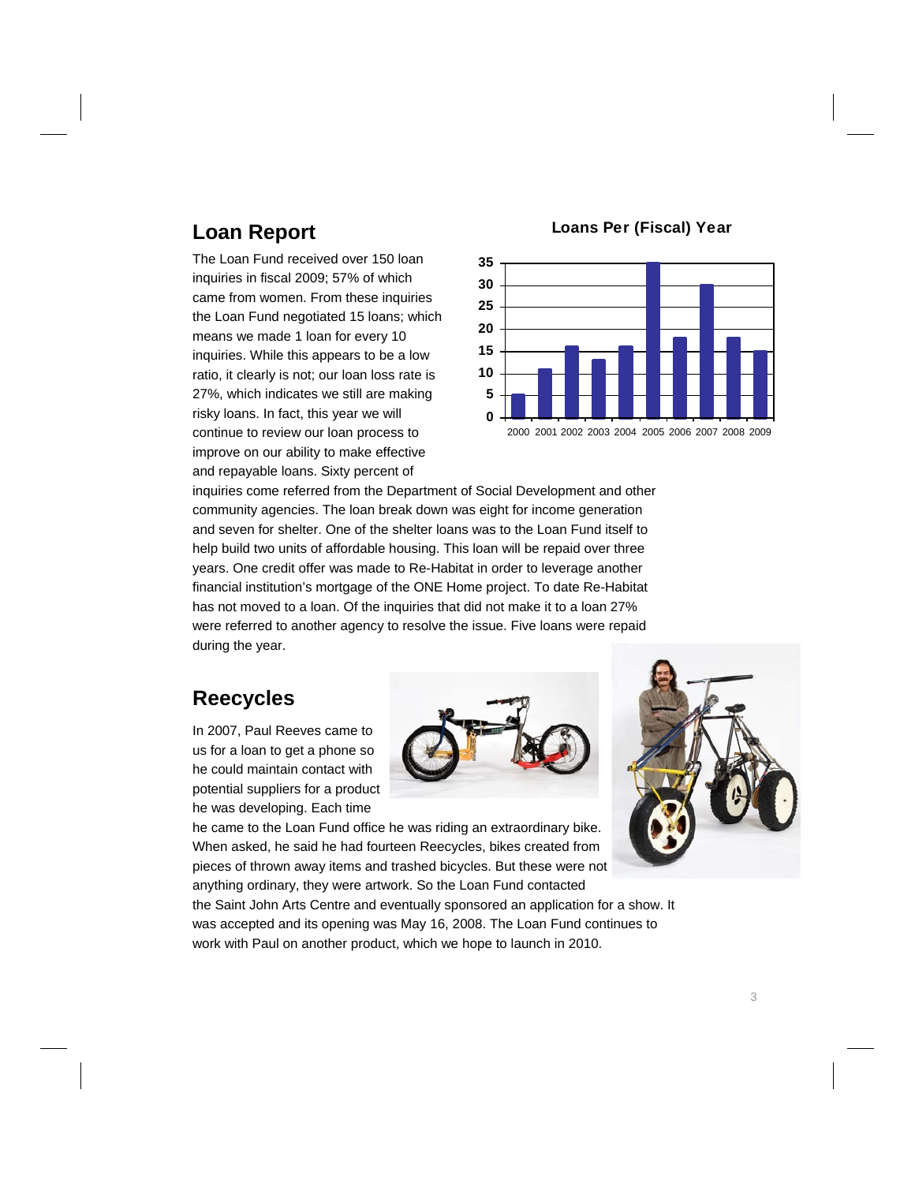## Loan Report

The Loan Fund received over 150 loan inquiries in fiscal 2009; 57% of which came from women. From these inquiries the Loan Fund negotiated 15 loans; which means we made 1 loan for every 10 inquiries. While this appears to be a low ratio, it clearly is not; our loan loss rate is 27%, which indicates we still are making risky loans. In fact, this year we will continue to review our loan process to improve on our ability to make effective and repayable loans. Sixty percent of inquiries come referred from the Department of Social Development and other community agencies. The loan break down was eight for income generation and seven for shelter. One of the shelter loans was to the Loan Fund itself to help build two units of affordable housing. This loan will be repaid over three years. One credit offer was made to Re-Habitat in order to leverage another financial institution's mortgage of the ONE Home project. To date Re-Habitat has not moved to a loan. Of the inquiries that did not make it to a loan 27% were referred to another agency to resolve the issue. Five loans were repaid during the year.

**Loans Per (Fiscal) Year**

| Year | Loans |
|---|---|
| 2000 | 5 |
| 2001 | 11 |
| 2002 | 16 |
| 2003 | 13 |
| 2004 | 16 |
| 2005 | 35 |
| 2006 | 18 |
| 2007 | 30 |
| 2008 | 18 |
| 2009 | 15 |

## Reecycles

In 2007, Paul Reeves came to us for a loan to get a phone so he could maintain contact with potential suppliers for a product he was developing. Each time he came to the Loan Fund office he was riding an extraordinary bike. When asked, he said he had fourteen Reecycles, bikes created from pieces of thrown away items and trashed bicycles. But these were not anything ordinary, they were artwork. So the Loan Fund contacted the Saint John Arts Centre and eventually sponsored an application for a show. It was accepted and its opening was May 16, 2008. The Loan Fund continues to work with Paul on another product, which we hope to launch in 2010.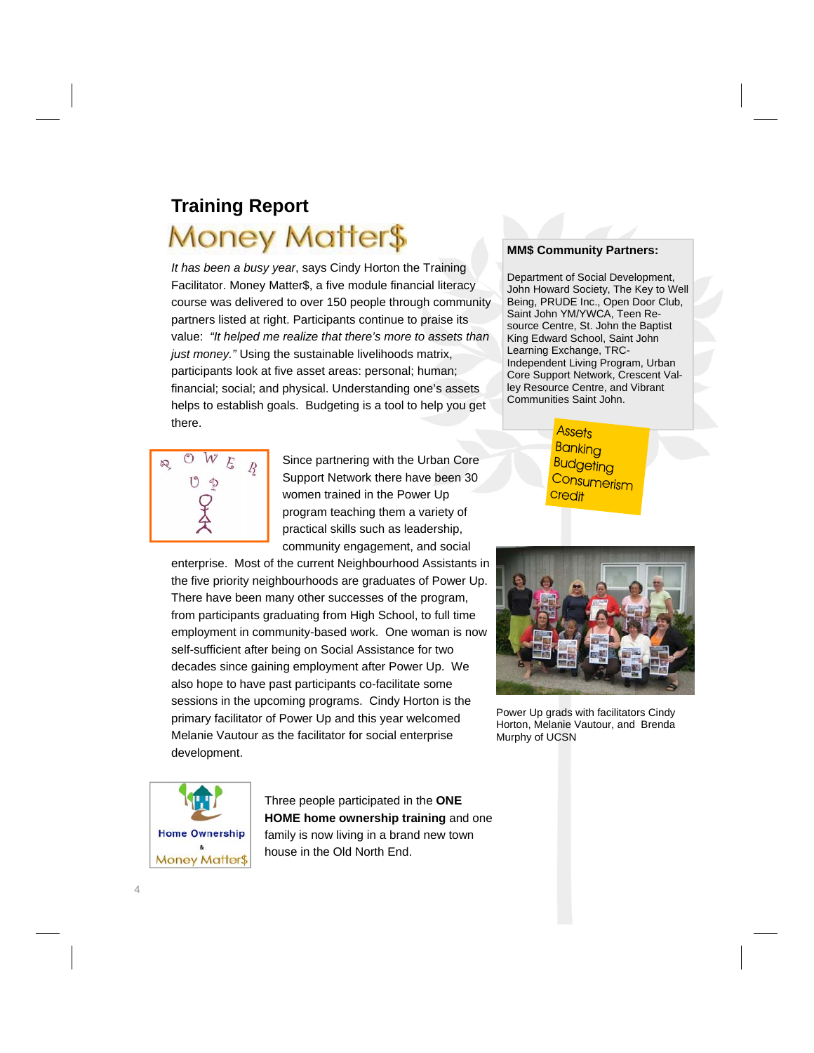## Training Report

# Money Matter$

*It has been a busy year*, says Cindy Horton the Training Facilitator. Money Matter$, a five module financial literacy course was delivered to over 150 people through community partners listed at right. Participants continue to praise its value: *"It helped me realize that there's more to assets than just money."* Using the sustainable livelihoods matrix, participants look at five asset areas: personal; human; financial; social; and physical. Understanding one's assets helps to establish goals. Budgeting is a tool to help you get there.

**MM$ Community Partners:**

Department of Social Development, John Howard Society, The Key to Well Being, PRUDE Inc., Open Door Club, Saint John YM/YWCA, Teen Resource Centre, St. John the Baptist King Edward School, Saint John Learning Exchange, TRC-Independent Living Program, Urban Core Support Network, Crescent Valley Resource Centre, and Vibrant Communities Saint John.

Assets
Banking
Budgeting
Consumerism
Credit

POWER UP

Since partnering with the Urban Core Support Network there have been 30 women trained in the Power Up program teaching them a variety of practical skills such as leadership, community engagement, and social enterprise. Most of the current Neighbourhood Assistants in the five priority neighbourhoods are graduates of Power Up. There have been many other successes of the program, from participants graduating from High School, to full time employment in community-based work. One woman is now self-sufficient after being on Social Assistance for two decades since gaining employment after Power Up. We also hope to have past participants co-facilitate some sessions in the upcoming programs. Cindy Horton is the primary facilitator of Power Up and this year welcomed Melanie Vautour as the facilitator for social enterprise development.

Power Up grads with facilitators Cindy Horton, Melanie Vautour, and Brenda Murphy of UCSN

Home Ownership & Money Matter$

Three people participated in the **ONE HOME home ownership training** and one family is now living in a brand new town house in the Old North End.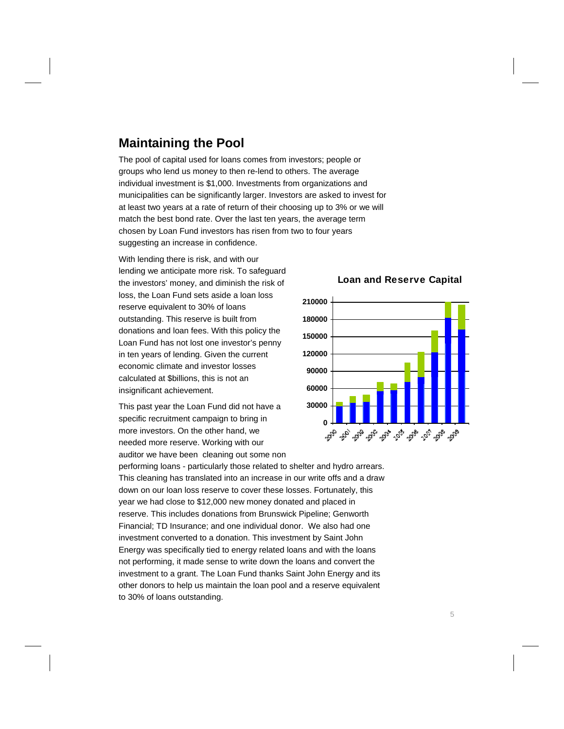## Maintaining the Pool

The pool of capital used for loans comes from investors; people or groups who lend us money to then re-lend to others. The average individual investment is $1,000. Investments from organizations and municipalities can be significantly larger. Investors are asked to invest for at least two years at a rate of return of their choosing up to 3% or we will match the best bond rate. Over the last ten years, the average term chosen by Loan Fund investors has risen from two to four years suggesting an increase in confidence.

With lending there is risk, and with our lending we anticipate more risk. To safeguard the investors' money, and diminish the risk of loss, the Loan Fund sets aside a loan loss reserve equivalent to 30% of loans outstanding. This reserve is built from donations and loan fees. With this policy the Loan Fund has not lost one investor's penny in ten years of lending. Given the current economic climate and investor losses calculated at $billions, this is not an insignificant achievement.

**Loan and Reserve Capital**

This past year the Loan Fund did not have a specific recruitment campaign to bring in more investors. On the other hand, we needed more reserve. Working with our auditor we have been cleaning out some non performing loans - particularly those related to shelter and hydro arrears. This cleaning has translated into an increase in our write offs and a draw down on our loan loss reserve to cover these losses. Fortunately, this year we had close to $12,000 new money donated and placed in reserve. This includes donations from Brunswick Pipeline; Genworth Financial; TD Insurance; and one individual donor. We also had one investment converted to a donation. This investment by Saint John Energy was specifically tied to energy related loans and with the loans not performing, it made sense to write down the loans and convert the investment to a grant. The Loan Fund thanks Saint John Energy and its other donors to help us maintain the loan pool and a reserve equivalent to 30% of loans outstanding.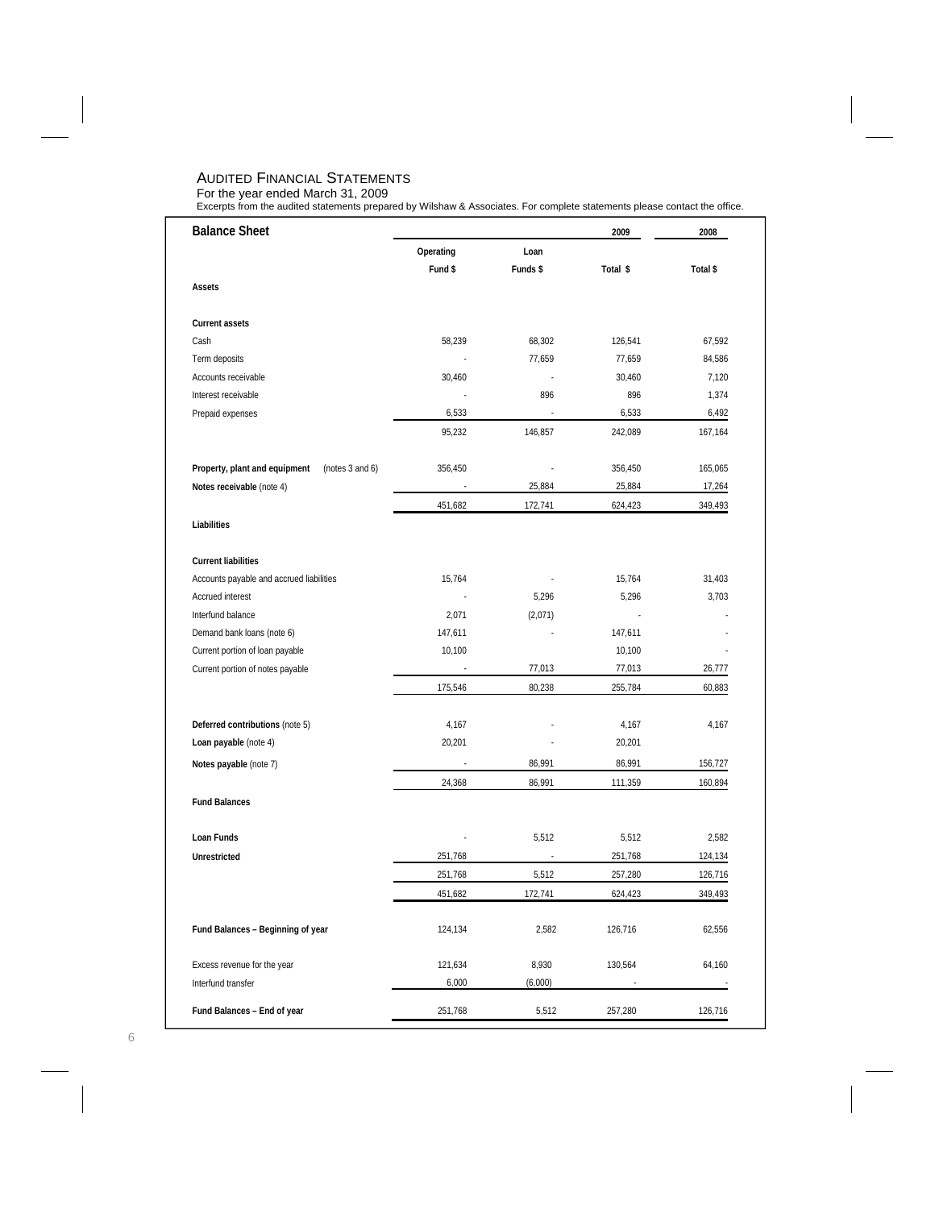# Audited Financial Statements

For the year ended March 31, 2009

Excerpts from the audited statements prepared by Wilshaw & Associates. For complete statements please contact the office.

| **Balance Sheet** | | | 2009 | 2008 |
|---|---|---|---|---|
| | Operating Fund $ | Loan Funds $ | Total $ | Total $ |
| **Assets** | | | | |
| **Current assets** | | | | |
| Cash | 58,239 | 68,302 | 126,541 | 67,592 |
| Term deposits | - | 77,659 | 77,659 | 84,586 |
| Accounts receivable | 30,460 | - | 30,460 | 7,120 |
| Interest receivable | - | 896 | 896 | 1,374 |
| Prepaid expenses | 6,533 | - | 6,533 | 6,492 |
| | 95,232 | 146,857 | 242,089 | 167,164 |
| **Property, plant and equipment** (notes 3 and 6) | 356,450 | - | 356,450 | 165,065 |
| **Notes receivable** (note 4) | - | 25,884 | 25,884 | 17,264 |
| | 451,682 | 172,741 | 624,423 | 349,493 |
| **Liabilities** | | | | |
| **Current liabilities** | | | | |
| Accounts payable and accrued liabilities | 15,764 | - | 15,764 | 31,403 |
| Accrued interest | - | 5,296 | 5,296 | 3,703 |
| Interfund balance | 2,071 | (2,071) | - | - |
| Demand bank loans (note 6) | 147,611 | - | 147,611 | - |
| Current portion of loan payable | 10,100 | | 10,100 | - |
| Current portion of notes payable | - | 77,013 | 77,013 | 26,777 |
| | 175,546 | 80,238 | 255,784 | 60,883 |
| **Deferred contributions** (note 5) | 4,167 | - | 4,167 | 4,167 |
| **Loan payable** (note 4) | 20,201 | - | 20,201 | |
| **Notes payable** (note 7) | - | 86,991 | 86,991 | 156,727 |
| | 24,368 | 86,991 | 111,359 | 160,894 |
| **Fund Balances** | | | | |
| **Loan Funds** | - | 5,512 | 5,512 | 2,582 |
| **Unrestricted** | 251,768 | - | 251,768 | 124,134 |
| | 251,768 | 5,512 | 257,280 | 126,716 |
| | 451,682 | 172,741 | 624,423 | 349,493 |
| **Fund Balances – Beginning of year** | 124,134 | 2,582 | 126,716 | 62,556 |
| Excess revenue for the year | 121,634 | 8,930 | 130,564 | 64,160 |
| Interfund transfer | 6,000 | (6,000) | - | - |
| **Fund Balances – End of year** | 251,768 | 5,512 | 257,280 | 126,716 |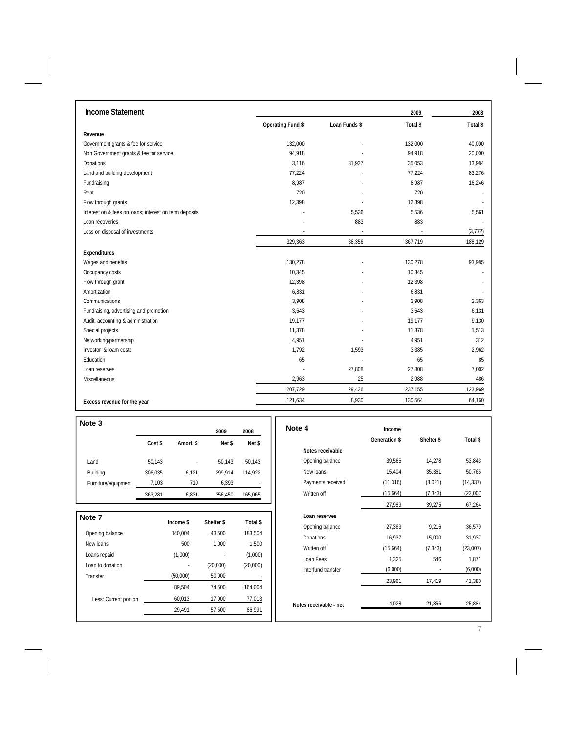## Income Statement

| | Operating Fund $ | Loan Funds $ | 2009 Total $ | 2008 Total $ |
|---|---|---|---|---|
| **Revenue** | | | | |
| Government grants & fee for service | 132,000 | - | 132,000 | 40,000 |
| Non Government grants & fee for service | 94,918 | - | 94,918 | 20,000 |
| Donations | 3,116 | 31,937 | 35,053 | 13,984 |
| Land and building development | 77,224 | - | 77,224 | 83,276 |
| Fundraising | 8,987 | - | 8,987 | 16,246 |
| Rent | 720 | - | 720 | - |
| Flow through grants | 12,398 | - | 12,398 | - |
| Interest on & fees on loans; interest on term deposits | - | 5,536 | 5,536 | 5,561 |
| Loan recoveries | - | 883 | 883 | - |
| Loss on disposal of investments | - | - | - | (3,772) |
| | 329,363 | 38,356 | 367,719 | 188,129 |
| **Expenditures** | | | | |
| Wages and benefits | 130,278 | - | 130,278 | 93,985 |
| Occupancy costs | 10,345 | - | 10,345 | - |
| Flow through grant | 12,398 | - | 12,398 | - |
| Amortization | 6,831 | - | 6,831 | - |
| Communications | 3,908 | - | 3,908 | 2,363 |
| Fundraising, advertising and promotion | 3,643 | - | 3,643 | 6,131 |
| Audit, accounting & administration | 19,177 | - | 19,177 | 9,130 |
| Special projects | 11,378 | - | 11,378 | 1,513 |
| Networking/partnership | 4,951 | - | 4,951 | 312 |
| Investor & loam costs | 1,792 | 1,593 | 3,385 | 2,962 |
| Education | 65 | - | 65 | 85 |
| Loan reserves | - | 27,808 | 27,808 | 7,002 |
| Miscellaneous | 2,963 | 25 | 2,988 | 486 |
| | 207,729 | 29,426 | 237,155 | 123,969 |
| **Excess revenue for the year** | 121,634 | 8,930 | 130,564 | 64,160 |

## Note 3

| | Cost $ | Amort. $ | 2009 Net $ | 2008 Net $ |
|---|---|---|---|---|
| Land | 50,143 | - | 50,143 | 50,143 |
| Building | 306,035 | 6,121 | 299,914 | 114,922 |
| Furniture/equipment | 7,103 | 710 | 6,393 | - |
| | 363,281 | 6,831 | 356,450 | 165,065 |

## Note 7

| | Income $ | Shelter $ | Total $ |
|---|---|---|---|
| Opening balance | 140,004 | 43,500 | 183,504 |
| New loans | 500 | 1,000 | 1,500 |
| Loans repaid | (1,000) | - | (1,000) |
| Loan to donation | - | (20,000) | (20,000) |
| Transfer | (50,000) | 50,000 | - |
| | 89,504 | 74,500 | 164,004 |
| Less: Current portion | 60,013 | 17,000 | 77,013 |
| | 29,491 | 57,500 | 86,991 |

## Note 4

| | Income Generation $ | Shelter $ | Total $ |
|---|---|---|---|
| **Notes receivable** | | | |
| Opening balance | 39,565 | 14,278 | 53,843 |
| New loans | 15,404 | 35,361 | 50,765 |
| Payments received | (11,316) | (3,021) | (14,337) |
| Written off | (15,664) | (7,343) | (23,007 |
| | 27,989 | 39,275 | 67,264 |
| **Loan reserves** | | | |
| Opening balance | 27,363 | 9,216 | 36,579 |
| Donations | 16,937 | 15,000 | 31,937 |
| Written off | (15,664) | (7,343) | (23,007) |
| Loan Fees | 1,325 | 546 | 1,871 |
| Interfund transfer | (6,000) | - | (6,000) |
| | 23,961 | 17,419 | 41,380 |
| **Notes receivable - net** | 4,028 | 21,856 | 25,884 |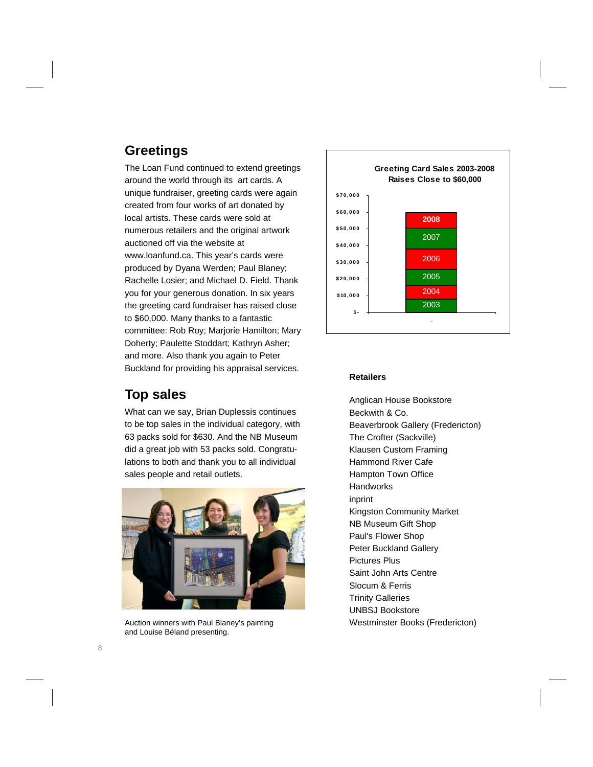## Greetings

The Loan Fund continued to extend greetings around the world through its art cards. A unique fundraiser, greeting cards were again created from four works of art donated by local artists. These cards were sold at numerous retailers and the original artwork auctioned off via the website at www.loanfund.ca. This year's cards were produced by Dyana Werden; Paul Blaney; Rachelle Losier; and Michael D. Field. Thank you for your generous donation. In six years the greeting card fundraiser has raised close to $60,000. Many thanks to a fantastic committee: Rob Roy; Marjorie Hamilton; Mary Doherty; Paulette Stoddart; Kathryn Asher; and more. Also thank you again to Peter Buckland for providing his appraisal services.

## Top sales

What can we say, Brian Duplessis continues to be top sales in the individual category, with 63 packs sold for $630. And the NB Museum did a great job with 53 packs sold. Congratulations to both and thank you to all individual sales people and retail outlets.

Auction winners with Paul Blaney's painting and Louise Béland presenting.

**Greeting Card Sales 2003-2008 Raises Close to $60,000**

(Stacked bar chart, y-axis $- to $70,000, segments: 2003, 2004, 2005, 2006, 2007, 2008)

**Retailers**

Anglican House Bookstore
Beckwith & Co.
Beaverbrook Gallery (Fredericton)
The Crofter (Sackville)
Klausen Custom Framing
Hammond River Cafe
Hampton Town Office
Handworks
inprint
Kingston Community Market
NB Museum Gift Shop
Paul's Flower Shop
Peter Buckland Gallery
Pictures Plus
Saint John Arts Centre
Slocum & Ferris
Trinity Galleries
UNBSJ Bookstore
Westminster Books (Fredericton)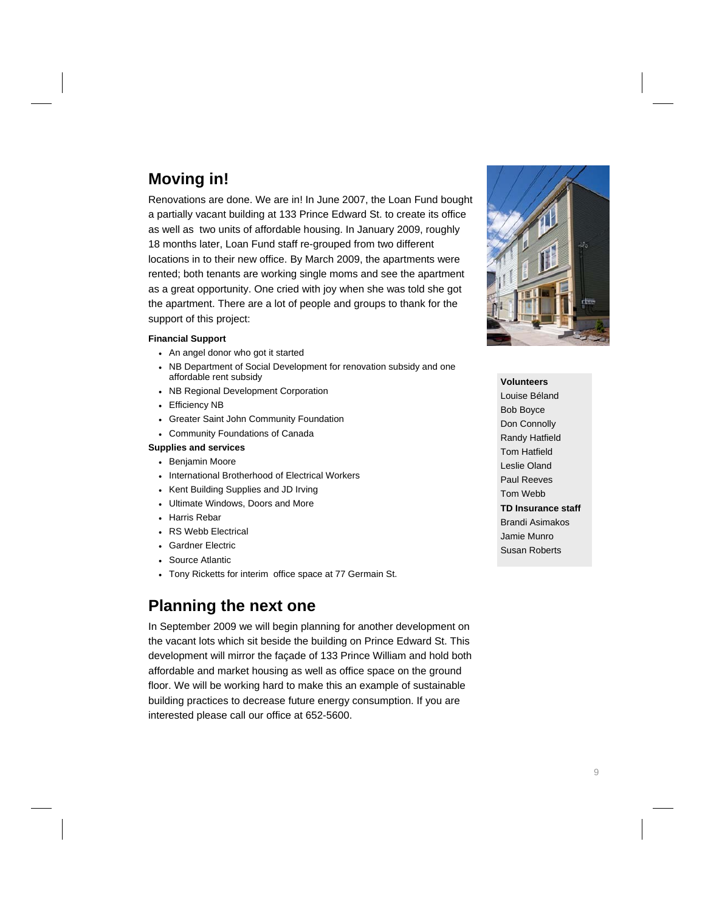## Moving in!

Renovations are done. We are in! In June 2007, the Loan Fund bought a partially vacant building at 133 Prince Edward St. to create its office as well as two units of affordable housing. In January 2009, roughly 18 months later, Loan Fund staff re-grouped from two different locations in to their new office. By March 2009, the apartments were rented; both tenants are working single moms and see the apartment as a great opportunity. One cried with joy when she was told she got the apartment. There are a lot of people and groups to thank for the support of this project:

**Financial Support**

- An angel donor who got it started
- NB Department of Social Development for renovation subsidy and one affordable rent subsidy
- NB Regional Development Corporation
- Efficiency NB
- Greater Saint John Community Foundation
- Community Foundations of Canada

**Supplies and services**

- Benjamin Moore
- International Brotherhood of Electrical Workers
- Kent Building Supplies and JD Irving
- Ultimate Windows, Doors and More
- Harris Rebar
- RS Webb Electrical
- Gardner Electric
- Source Atlantic
- Tony Ricketts for interim office space at 77 Germain St.

**Volunteers**

Louise Béland
Bob Boyce
Don Connolly
Randy Hatfield
Tom Hatfield
Leslie Oland
Paul Reeves
Tom Webb

**TD Insurance staff**

Brandi Asimakos
Jamie Munro
Susan Roberts

## Planning the next one

In September 2009 we will begin planning for another development on the vacant lots which sit beside the building on Prince Edward St. This development will mirror the façade of 133 Prince William and hold both affordable and market housing as well as office space on the ground floor. We will be working hard to make this an example of sustainable building practices to decrease future energy consumption. If you are interested please call our office at 652-5600.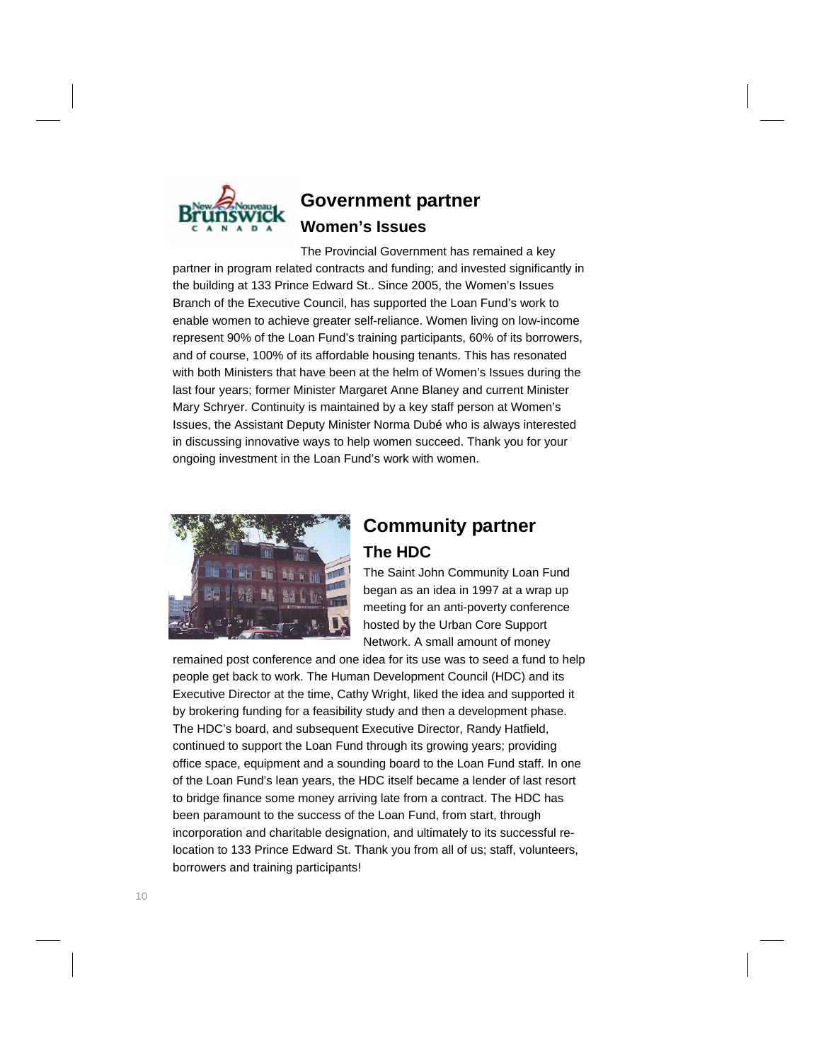## Government partner

### Women's Issues

The Provincial Government has remained a key partner in program related contracts and funding; and invested significantly in the building at 133 Prince Edward St.. Since 2005, the Women's Issues Branch of the Executive Council, has supported the Loan Fund's work to enable women to achieve greater self-reliance. Women living on low-income represent 90% of the Loan Fund's training participants, 60% of its borrowers, and of course, 100% of its affordable housing tenants. This has resonated with both Ministers that have been at the helm of Women's Issues during the last four years; former Minister Margaret Anne Blaney and current Minister Mary Schryer. Continuity is maintained by a key staff person at Women's Issues, the Assistant Deputy Minister Norma Dubé who is always interested in discussing innovative ways to help women succeed. Thank you for your ongoing investment in the Loan Fund's work with women.

## Community partner

### The HDC

The Saint John Community Loan Fund began as an idea in 1997 at a wrap up meeting for an anti-poverty conference hosted by the Urban Core Support Network. A small amount of money remained post conference and one idea for its use was to seed a fund to help people get back to work. The Human Development Council (HDC) and its Executive Director at the time, Cathy Wright, liked the idea and supported it by brokering funding for a feasibility study and then a development phase. The HDC's board, and subsequent Executive Director, Randy Hatfield, continued to support the Loan Fund through its growing years; providing office space, equipment and a sounding board to the Loan Fund staff. In one of the Loan Fund's lean years, the HDC itself became a lender of last resort to bridge finance some money arriving late from a contract. The HDC has been paramount to the success of the Loan Fund, from start, through incorporation and charitable designation, and ultimately to its successful re-location to 133 Prince Edward St. Thank you from all of us; staff, volunteers, borrowers and training participants!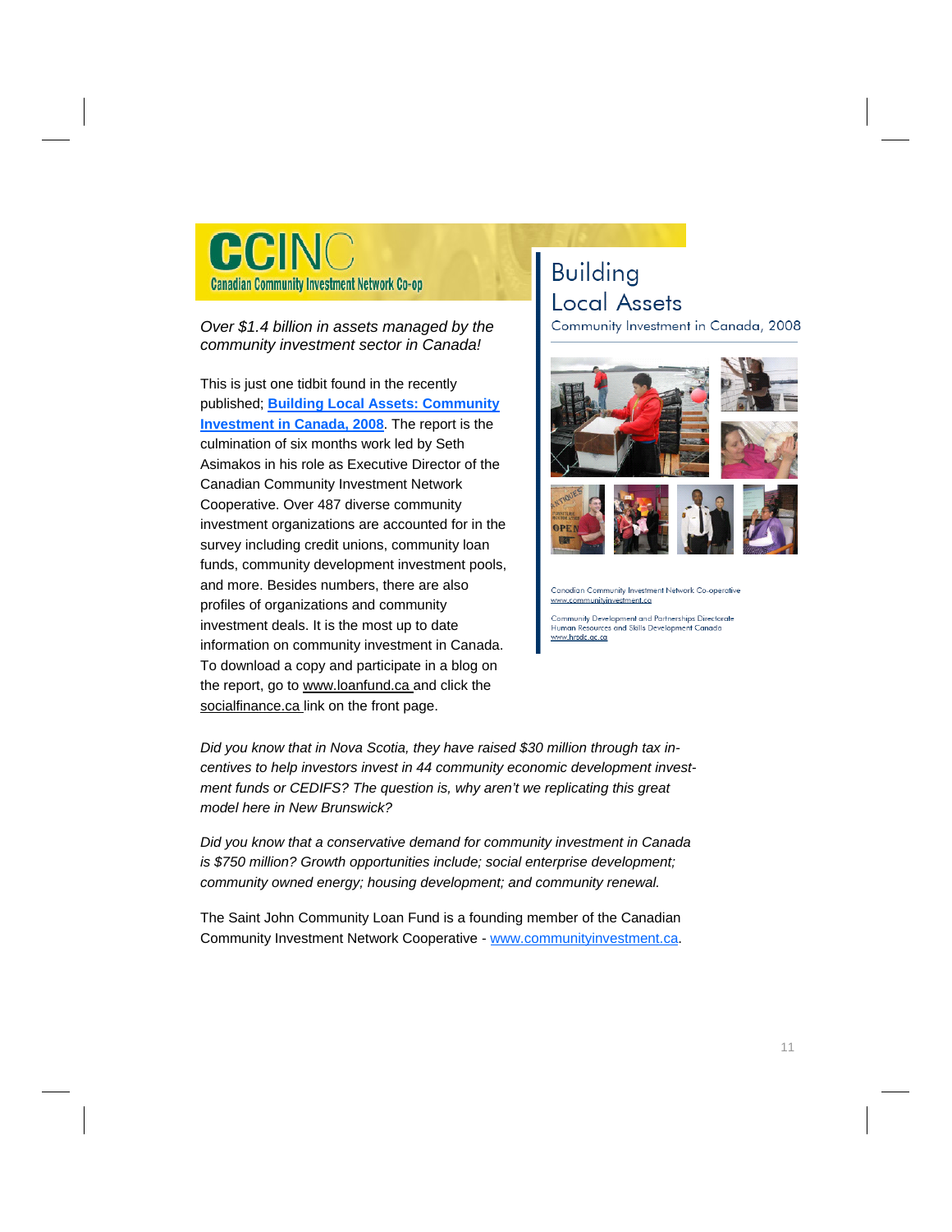**CCINC**
**Canadian Community Investment Network Co-op**

*Over $1.4 billion in assets managed by the community investment sector in Canada!*

This is just one tidbit found in the recently published; **Building Local Assets: Community Investment in Canada, 2008**. The report is the culmination of six months work led by Seth Asimakos in his role as Executive Director of the Canadian Community Investment Network Cooperative. Over 487 diverse community investment organizations are accounted for in the survey including credit unions, community loan funds, community development investment pools, and more. Besides numbers, there are also profiles of organizations and community investment deals. It is the most up to date information on community investment in Canada. To download a copy and participate in a blog on the report, go to www.loanfund.ca and click the socialfinance.ca link on the front page.

Building
Local Assets
Community Investment in Canada, 2008

Canadian Community Investment Network Co-operative
www.communityinvestment.ca

Community Development and Partnerships Directorate
Human Resources and Skills Development Canada
www.hrsdc.gc.ca

*Did you know that in Nova Scotia, they have raised $30 million through tax incentives to help investors invest in 44 community economic development investment funds or CEDIFS? The question is, why aren't we replicating this great model here in New Brunswick?*

*Did you know that a conservative demand for community investment in Canada is $750 million? Growth opportunities include; social enterprise development; community owned energy; housing development; and community renewal.*

The Saint John Community Loan Fund is a founding member of the Canadian Community Investment Network Cooperative - www.communityinvestment.ca.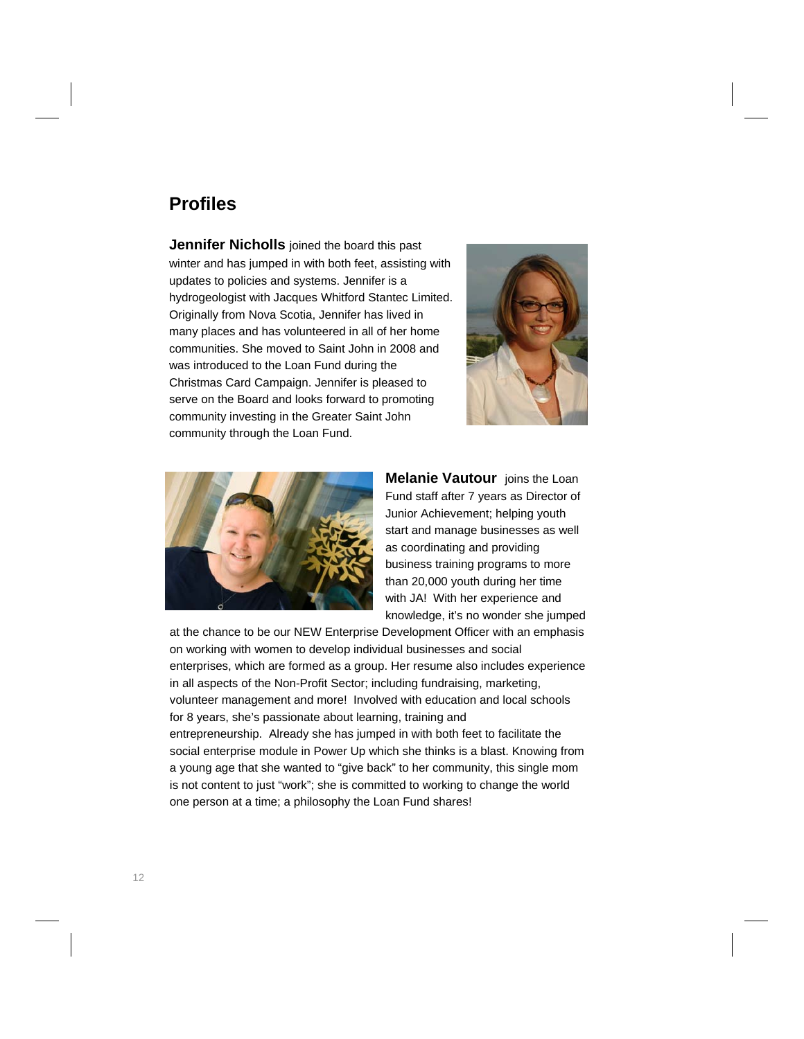## Profiles

**Jennifer Nicholls** joined the board this past winter and has jumped in with both feet, assisting with updates to policies and systems. Jennifer is a hydrogeologist with Jacques Whitford Stantec Limited. Originally from Nova Scotia, Jennifer has lived in many places and has volunteered in all of her home communities. She moved to Saint John in 2008 and was introduced to the Loan Fund during the Christmas Card Campaign. Jennifer is pleased to serve on the Board and looks forward to promoting community investing in the Greater Saint John community through the Loan Fund.

**Melanie Vautour** joins the Loan Fund staff after 7 years as Director of Junior Achievement; helping youth start and manage businesses as well as coordinating and providing business training programs to more than 20,000 youth during her time with JA! With her experience and knowledge, it's no wonder she jumped at the chance to be our NEW Enterprise Development Officer with an emphasis on working with women to develop individual businesses and social enterprises, which are formed as a group. Her resume also includes experience in all aspects of the Non-Profit Sector; including fundraising, marketing, volunteer management and more! Involved with education and local schools for 8 years, she's passionate about learning, training and entrepreneurship. Already she has jumped in with both feet to facilitate the social enterprise module in Power Up which she thinks is a blast. Knowing from a young age that she wanted to "give back" to her community, this single mom is not content to just "work"; she is committed to working to change the world one person at a time; a philosophy the Loan Fund shares!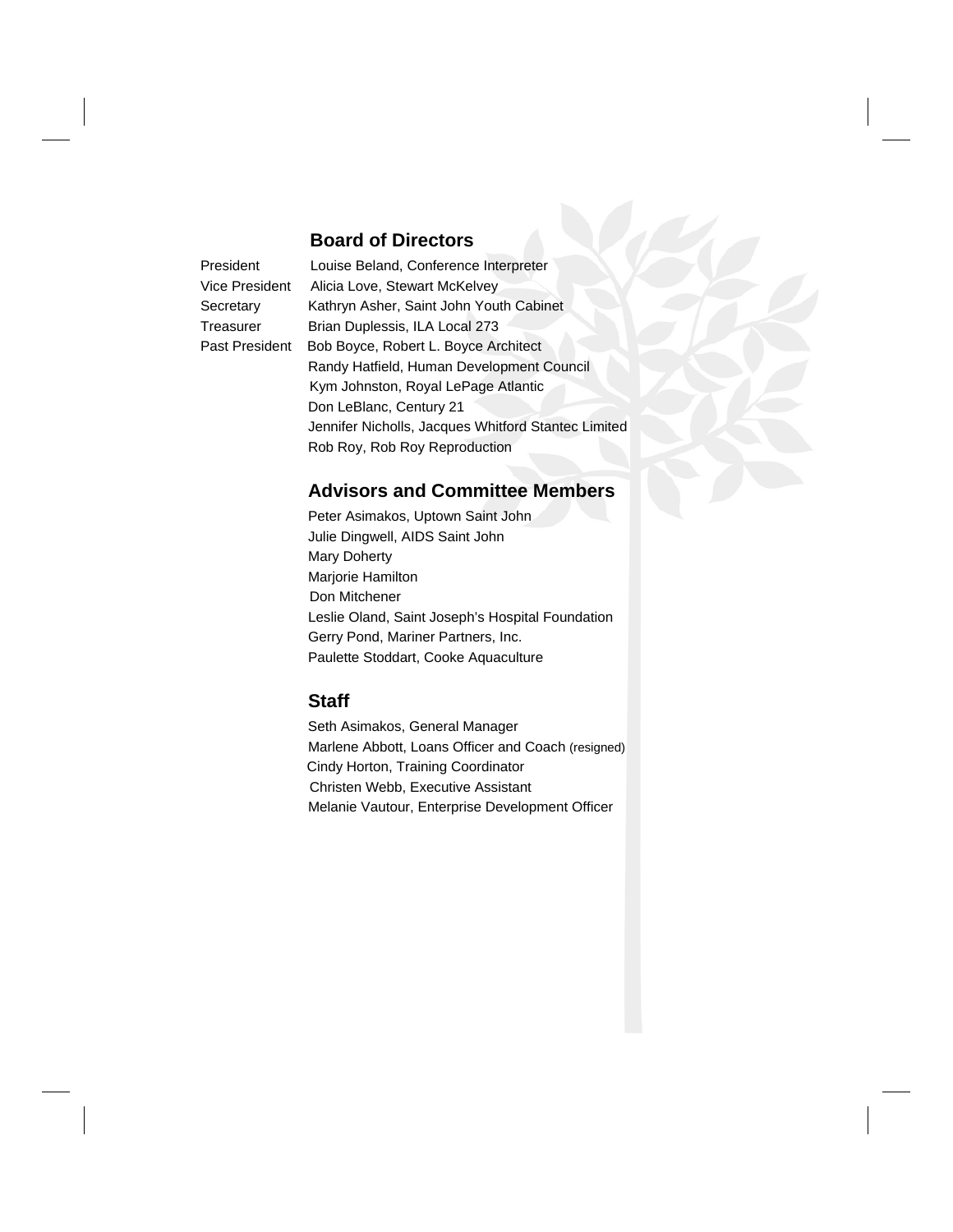## Board of Directors

| | |
|---|---|
| President | Louise Beland, Conference Interpreter |
| Vice President | Alicia Love, Stewart McKelvey |
| Secretary | Kathryn Asher, Saint John Youth Cabinet |
| Treasurer | Brian Duplessis, ILA Local 273 |
| Past President | Bob Boyce, Robert L. Boyce Architect |
| | Randy Hatfield, Human Development Council |
| | Kym Johnston, Royal LePage Atlantic |
| | Don LeBlanc, Century 21 |
| | Jennifer Nicholls, Jacques Whitford Stantec Limited |
| | Rob Roy, Rob Roy Reproduction |

## Advisors and Committee Members

Peter Asimakos, Uptown Saint John
Julie Dingwell, AIDS Saint John
Mary Doherty
Marjorie Hamilton
Don Mitchener
Leslie Oland, Saint Joseph's Hospital Foundation
Gerry Pond, Mariner Partners, Inc.
Paulette Stoddart, Cooke Aquaculture

## Staff

Seth Asimakos, General Manager
Marlene Abbott, Loans Officer and Coach (resigned)
Cindy Horton, Training Coordinator
Christen Webb, Executive Assistant
Melanie Vautour, Enterprise Development Officer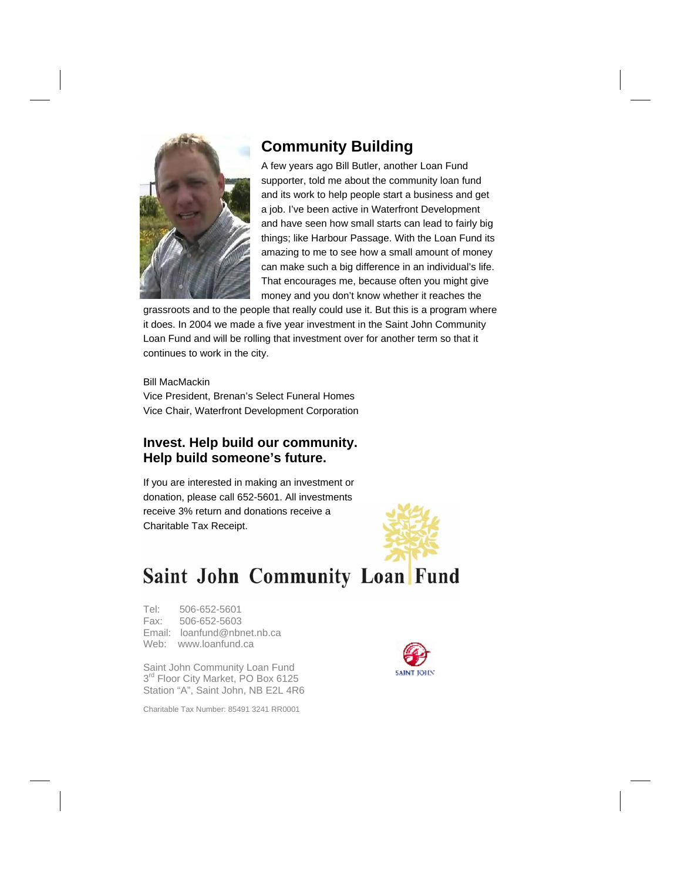## Community Building

A few years ago Bill Butler, another Loan Fund supporter, told me about the community loan fund and its work to help people start a business and get a job. I've been active in Waterfront Development and have seen how small starts can lead to fairly big things; like Harbour Passage. With the Loan Fund its amazing to me to see how a small amount of money can make such a big difference in an individual's life. That encourages me, because often you might give money and you don't know whether it reaches the grassroots and to the people that really could use it. But this is a program where it does. In 2004 we made a five year investment in the Saint John Community Loan Fund and will be rolling that investment over for another term so that it continues to work in the city.

Bill MacMackin
Vice President, Brenan's Select Funeral Homes
Vice Chair, Waterfront Development Corporation

### Invest. Help build our community. Help build someone's future.

If you are interested in making an investment or donation, please call 652-5601. All investments receive 3% return and donations receive a Charitable Tax Receipt.

# Saint John Community Loan Fund

Tel: 506-652-5601
Fax: 506-652-5603
Email: loanfund@nbnet.nb.ca
Web: www.loanfund.ca

Saint John Community Loan Fund
3rd Floor City Market, PO Box 6125
Station "A", Saint John, NB E2L 4R6

SAINT JOHN

Charitable Tax Number: 85491 3241 RR0001